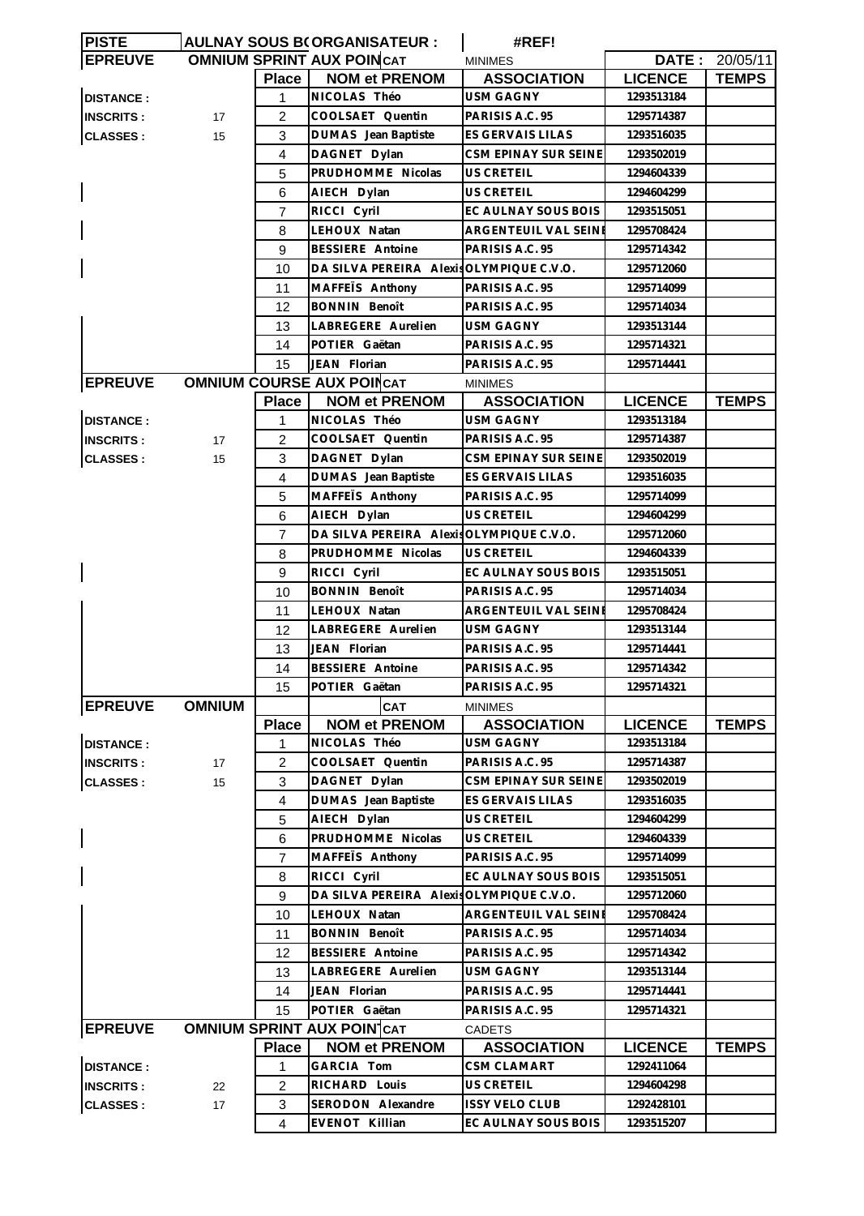| PISTE | AULNAY SOUS B( ORGANISATEUR : | | | #REF! | | |
|---|---|---|---|---|---|---|
| **EPREUVE** | **OMNIUM SPRINT AUX POIN** | | **CAT** | MINIMES | **DATE :** | 20/05/11 |
| | | **Place** | **NOM et PRENOM** | **ASSOCIATION** | **LICENCE** | **TEMPS** |
| **DISTANCE :** | | 1 | NICOLAS Théo | USM GAGNY | 1293513184 | |
| **INSCRITS :** | 17 | 2 | COOLSAET Quentin | PARISIS A.C. 95 | 1295714387 | |
| **CLASSES :** | 15 | 3 | DUMAS Jean Baptiste | ES GERVAIS LILAS | 1293516035 | |
| | | 4 | DAGNET Dylan | CSM EPINAY SUR SEINE | 1293502019 | |
| | | 5 | PRUDHOMME Nicolas | US CRETEIL | 1294604339 | |
| | | 6 | AIECH Dylan | US CRETEIL | 1294604299 | |
| | | 7 | RICCI Cyril | EC AULNAY SOUS BOIS | 1293515051 | |
| | | 8 | LEHOUX Natan | ARGENTEUIL VAL SEINE | 1295708424 | |
| | | 9 | BESSIERE Antoine | PARISIS A.C. 95 | 1295714342 | |
| | | 10 | DA SILVA PEREIRA Alexis | OLYMPIQUE C.V.O. | 1295712060 | |
| | | 11 | MAFFEÏS Anthony | PARISIS A.C. 95 | 1295714099 | |
| | | 12 | BONNIN Benoît | PARISIS A.C. 95 | 1295714034 | |
| | | 13 | LABREGERE Aurelien | USM GAGNY | 1293513144 | |
| | | 14 | POTIER Gaëtan | PARISIS A.C. 95 | 1295714321 | |
| | | 15 | JEAN Florian | PARISIS A.C. 95 | 1295714441 | |
| **EPREUVE** | **OMNIUM COURSE AUX POIN** | | **CAT** | MINIMES | | |
| | | **Place** | **NOM et PRENOM** | **ASSOCIATION** | **LICENCE** | **TEMPS** |
| **DISTANCE :** | | 1 | NICOLAS Théo | USM GAGNY | 1293513184 | |
| **INSCRITS :** | 17 | 2 | COOLSAET Quentin | PARISIS A.C. 95 | 1295714387 | |
| **CLASSES :** | 15 | 3 | DAGNET Dylan | CSM EPINAY SUR SEINE | 1293502019 | |
| | | 4 | DUMAS Jean Baptiste | ES GERVAIS LILAS | 1293516035 | |
| | | 5 | MAFFEÏS Anthony | PARISIS A.C. 95 | 1295714099 | |
| | | 6 | AIECH Dylan | US CRETEIL | 1294604299 | |
| | | 7 | DA SILVA PEREIRA Alexis | OLYMPIQUE C.V.O. | 1295712060 | |
| | | 8 | PRUDHOMME Nicolas | US CRETEIL | 1294604339 | |
| | | 9 | RICCI Cyril | EC AULNAY SOUS BOIS | 1293515051 | |
| | | 10 | BONNIN Benoît | PARISIS A.C. 95 | 1295714034 | |
| | | 11 | LEHOUX Natan | ARGENTEUIL VAL SEINE | 1295708424 | |
| | | 12 | LABREGERE Aurelien | USM GAGNY | 1293513144 | |
| | | 13 | JEAN Florian | PARISIS A.C. 95 | 1295714441 | |
| | | 14 | BESSIERE Antoine | PARISIS A.C. 95 | 1295714342 | |
| | | 15 | POTIER Gaëtan | PARISIS A.C. 95 | 1295714321 | |
| **EPREUVE** | **OMNIUM** | | **CAT** | MINIMES | | |
| | | **Place** | **NOM et PRENOM** | **ASSOCIATION** | **LICENCE** | **TEMPS** |
| **DISTANCE :** | | 1 | NICOLAS Théo | USM GAGNY | 1293513184 | |
| **INSCRITS :** | 17 | 2 | COOLSAET Quentin | PARISIS A.C. 95 | 1295714387 | |
| **CLASSES :** | 15 | 3 | DAGNET Dylan | CSM EPINAY SUR SEINE | 1293502019 | |
| | | 4 | DUMAS Jean Baptiste | ES GERVAIS LILAS | 1293516035 | |
| | | 5 | AIECH Dylan | US CRETEIL | 1294604299 | |
| | | 6 | PRUDHOMME Nicolas | US CRETEIL | 1294604339 | |
| | | 7 | MAFFEÏS Anthony | PARISIS A.C. 95 | 1295714099 | |
| | | 8 | RICCI Cyril | EC AULNAY SOUS BOIS | 1293515051 | |
| | | 9 | DA SILVA PEREIRA Alexis | OLYMPIQUE C.V.O. | 1295712060 | |
| | | 10 | LEHOUX Natan | ARGENTEUIL VAL SEINE | 1295708424 | |
| | | 11 | BONNIN Benoît | PARISIS A.C. 95 | 1295714034 | |
| | | 12 | BESSIERE Antoine | PARISIS A.C. 95 | 1295714342 | |
| | | 13 | LABREGERE Aurelien | USM GAGNY | 1293513144 | |
| | | 14 | JEAN Florian | PARISIS A.C. 95 | 1295714441 | |
| | | 15 | POTIER Gaëtan | PARISIS A.C. 95 | 1295714321 | |
| **EPREUVE** | **OMNIUM SPRINT AUX POIN** | | **CAT** | CADETS | | |
| | | **Place** | **NOM et PRENOM** | **ASSOCIATION** | **LICENCE** | **TEMPS** |
| **DISTANCE :** | | 1 | GARCIA Tom | CSM CLAMART | 1292411064 | |
| **INSCRITS :** | 22 | 2 | RICHARD Louis | US CRETEIL | 1294604298 | |
| **CLASSES :** | 17 | 3 | SERODON Alexandre | ISSY VELO CLUB | 1292428101 | |
| | | 4 | EVENOT Killian | EC AULNAY SOUS BOIS | 1293515207 | |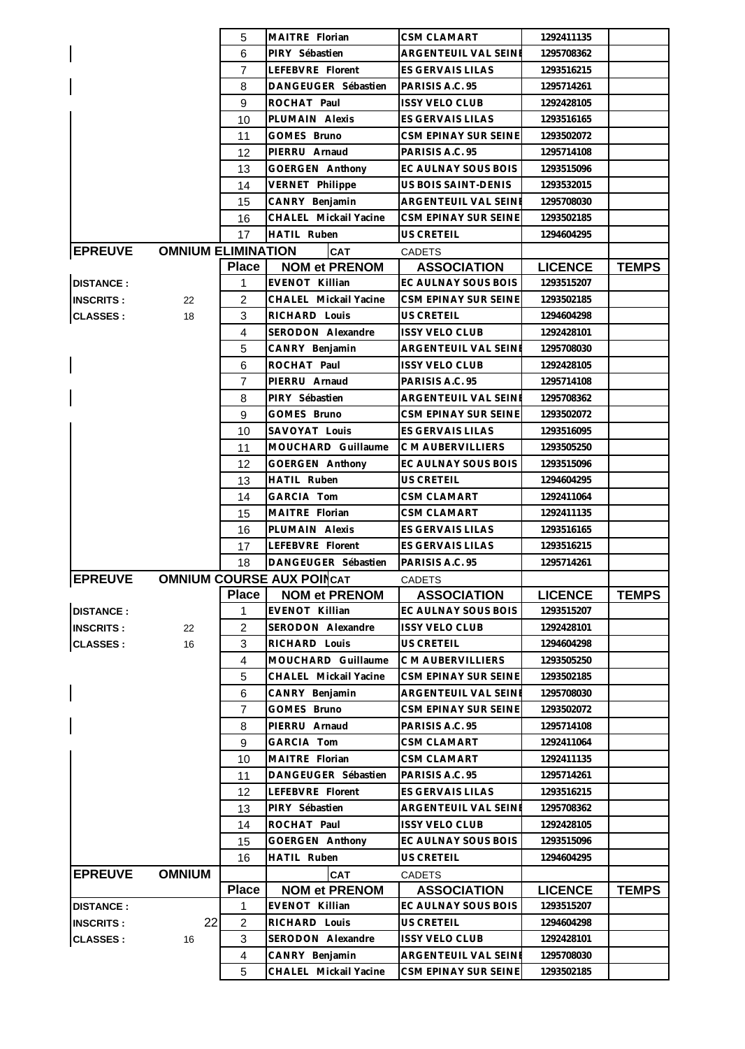| | | Place | NOM et PRENOM | ASSOCIATION | LICENCE | TEMPS |
|---|---|---|---|---|---|---|
| | | 5 | MAITRE Florian | CSM CLAMART | 1292411135 | |
| | | 6 | PIRY Sébastien | ARGENTEUIL VAL SEINE | 1295708362 | |
| | | 7 | LEFEBVRE Florent | ES GERVAIS LILAS | 1293516215 | |
| | | 8 | DANGEUGER Sébastien | PARISIS A.C. 95 | 1295714261 | |
| | | 9 | ROCHAT Paul | ISSY VELO CLUB | 1292428105 | |
| | | 10 | PLUMAIN Alexis | ES GERVAIS LILAS | 1293516165 | |
| | | 11 | GOMES Bruno | CSM EPINAY SUR SEINE | 1293502072 | |
| | | 12 | PIERRU Arnaud | PARISIS A.C. 95 | 1295714108 | |
| | | 13 | GOERGEN Anthony | EC AULNAY SOUS BOIS | 1293515096 | |
| | | 14 | VERNET Philippe | US BOIS SAINT-DENIS | 1293532015 | |
| | | 15 | CANRY Benjamin | ARGENTEUIL VAL SEINE | 1295708030 | |
| | | 16 | CHALEL Mickail Yacine | CSM EPINAY SUR SEINE | 1293502185 | |
| | | 17 | HATIL Ruben | US CRETEIL | 1294604295 | |

**EPREUVE** OMNIUM ELIMINATION — CAT CADETS

| | | Place | NOM et PRENOM | ASSOCIATION | LICENCE | TEMPS |
|---|---|---|---|---|---|---|
| DISTANCE : | | 1 | EVENOT Killian | EC AULNAY SOUS BOIS | 1293515207 | |
| INSCRITS : | 22 | 2 | CHALEL Mickail Yacine | CSM EPINAY SUR SEINE | 1293502185 | |
| CLASSES : | 18 | 3 | RICHARD Louis | US CRETEIL | 1294604298 | |
| | | 4 | SERODON Alexandre | ISSY VELO CLUB | 1292428101 | |
| | | 5 | CANRY Benjamin | ARGENTEUIL VAL SEINE | 1295708030 | |
| | | 6 | ROCHAT Paul | ISSY VELO CLUB | 1292428105 | |
| | | 7 | PIERRU Arnaud | PARISIS A.C. 95 | 1295714108 | |
| | | 8 | PIRY Sébastien | ARGENTEUIL VAL SEINE | 1295708362 | |
| | | 9 | GOMES Bruno | CSM EPINAY SUR SEINE | 1293502072 | |
| | | 10 | SAVOYAT Louis | ES GERVAIS LILAS | 1293516095 | |
| | | 11 | MOUCHARD Guillaume | C M AUBERVILLIERS | 1293505250 | |
| | | 12 | GOERGEN Anthony | EC AULNAY SOUS BOIS | 1293515096 | |
| | | 13 | HATIL Ruben | US CRETEIL | 1294604295 | |
| | | 14 | GARCIA Tom | CSM CLAMART | 1292411064 | |
| | | 15 | MAITRE Florian | CSM CLAMART | 1292411135 | |
| | | 16 | PLUMAIN Alexis | ES GERVAIS LILAS | 1293516165 | |
| | | 17 | LEFEBVRE Florent | ES GERVAIS LILAS | 1293516215 | |
| | | 18 | DANGEUGER Sébastien | PARISIS A.C. 95 | 1295714261 | |

**EPREUVE** OMNIUM COURSE AUX POIN — CAT CADETS

| | | Place | NOM et PRENOM | ASSOCIATION | LICENCE | TEMPS |
|---|---|---|---|---|---|---|
| DISTANCE : | | 1 | EVENOT Killian | EC AULNAY SOUS BOIS | 1293515207 | |
| INSCRITS : | 22 | 2 | SERODON Alexandre | ISSY VELO CLUB | 1292428101 | |
| CLASSES : | 16 | 3 | RICHARD Louis | US CRETEIL | 1294604298 | |
| | | 4 | MOUCHARD Guillaume | C M AUBERVILLIERS | 1293505250 | |
| | | 5 | CHALEL Mickail Yacine | CSM EPINAY SUR SEINE | 1293502185 | |
| | | 6 | CANRY Benjamin | ARGENTEUIL VAL SEINE | 1295708030 | |
| | | 7 | GOMES Bruno | CSM EPINAY SUR SEINE | 1293502072 | |
| | | 8 | PIERRU Arnaud | PARISIS A.C. 95 | 1295714108 | |
| | | 9 | GARCIA Tom | CSM CLAMART | 1292411064 | |
| | | 10 | MAITRE Florian | CSM CLAMART | 1292411135 | |
| | | 11 | DANGEUGER Sébastien | PARISIS A.C. 95 | 1295714261 | |
| | | 12 | LEFEBVRE Florent | ES GERVAIS LILAS | 1293516215 | |
| | | 13 | PIRY Sébastien | ARGENTEUIL VAL SEINE | 1295708362 | |
| | | 14 | ROCHAT Paul | ISSY VELO CLUB | 1292428105 | |
| | | 15 | GOERGEN Anthony | EC AULNAY SOUS BOIS | 1293515096 | |
| | | 16 | HATIL Ruben | US CRETEIL | 1294604295 | |

**EPREUVE** OMNIUM — CAT CADETS

| | | Place | NOM et PRENOM | ASSOCIATION | LICENCE | TEMPS |
|---|---|---|---|---|---|---|
| DISTANCE : | | 1 | EVENOT Killian | EC AULNAY SOUS BOIS | 1293515207 | |
| INSCRITS : | 22 | 2 | RICHARD Louis | US CRETEIL | 1294604298 | |
| CLASSES : | 16 | 3 | SERODON Alexandre | ISSY VELO CLUB | 1292428101 | |
| | | 4 | CANRY Benjamin | ARGENTEUIL VAL SEINE | 1295708030 | |
| | | 5 | CHALEL Mickail Yacine | CSM EPINAY SUR SEINE | 1293502185 | |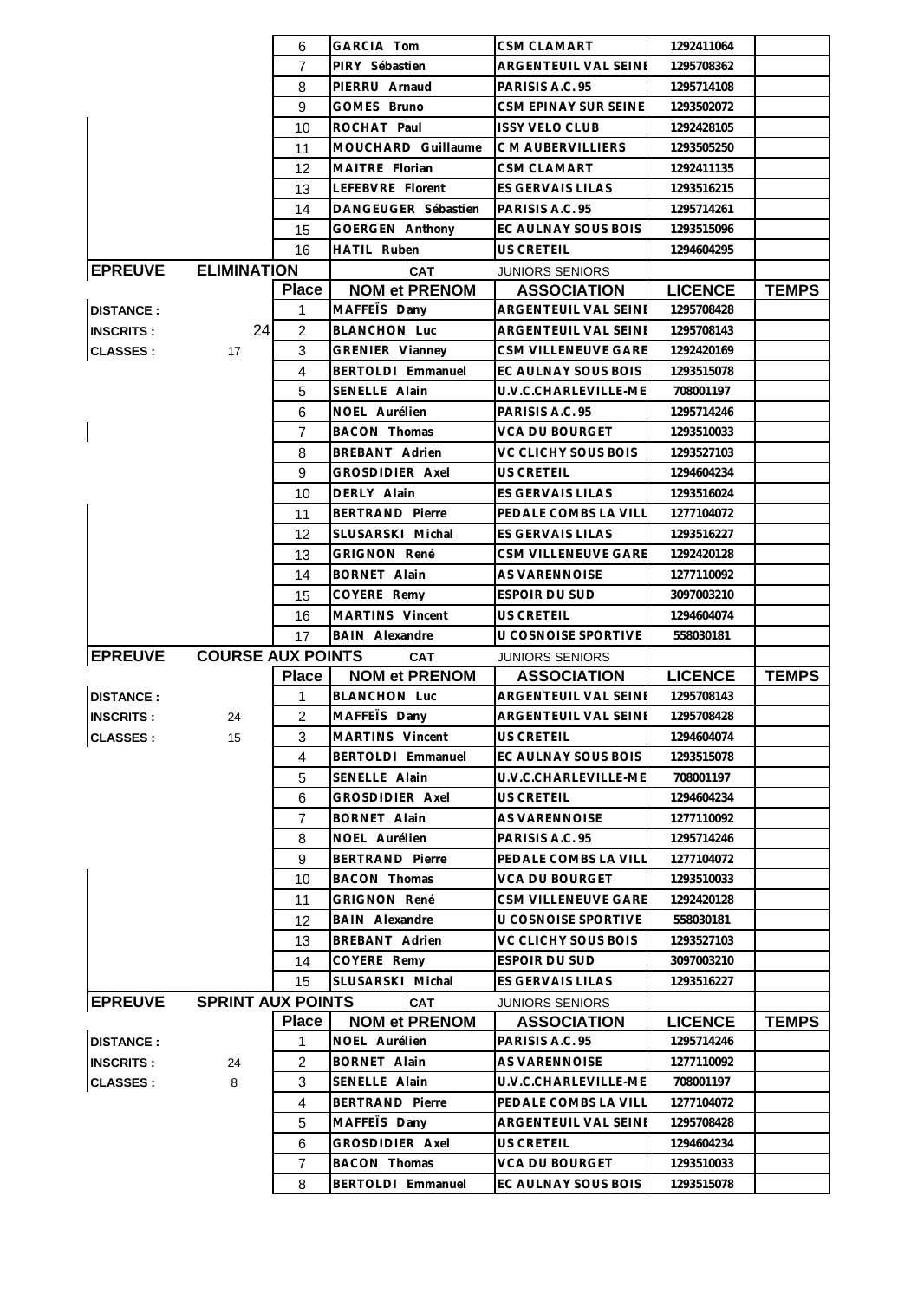| | | | | | | |
|---|---|---|---|---|---|---|
| | | 6 | GARCIA Tom | CSM CLAMART | 1292411064 | |
| | | 7 | PIRY Sébastien | ARGENTEUIL VAL SEINE | 1295708362 | |
| | | 8 | PIERRU Arnaud | PARISIS A.C. 95 | 1295714108 | |
| | | 9 | GOMES Bruno | CSM EPINAY SUR SEINE | 1293502072 | |
| | | 10 | ROCHAT Paul | ISSY VELO CLUB | 1292428105 | |
| | | 11 | MOUCHARD Guillaume | C M AUBERVILLIERS | 1293505250 | |
| | | 12 | MAITRE Florian | CSM CLAMART | 1292411135 | |
| | | 13 | LEFEBVRE Florent | ES GERVAIS LILAS | 1293516215 | |
| | | 14 | DANGEUGER Sébastien | PARISIS A.C. 95 | 1295714261 | |
| | | 15 | GOERGEN Anthony | EC AULNAY SOUS BOIS | 1293515096 | |
| | | 16 | HATIL Ruben | US CRETEIL | 1294604295 | |

| EPREUVE | ELIMINATION | | CAT | JUNIORS SENIORS | | |
|---|---|---|---|---|---|---|
| | | **Place** | **NOM et PRENOM** | **ASSOCIATION** | **LICENCE** | **TEMPS** |
| DISTANCE : | | 1 | MAFFEÏS Dany | ARGENTEUIL VAL SEINE | 1295708428 | |
| INSCRITS : | 24 | 2 | BLANCHON Luc | ARGENTEUIL VAL SEINE | 1295708143 | |
| CLASSES : | 17 | 3 | GRENIER Vianney | CSM VILLENEUVE GARE | 1292420169 | |
| | | 4 | BERTOLDI Emmanuel | EC AULNAY SOUS BOIS | 1293515078 | |
| | | 5 | SENELLE Alain | U.V.C.CHARLEVILLE-ME | 708001197 | |
| | | 6 | NOEL Aurélien | PARISIS A.C. 95 | 1295714246 | |
| | | 7 | BACON Thomas | VCA DU BOURGET | 1293510033 | |
| | | 8 | BREBANT Adrien | VC CLICHY SOUS BOIS | 1293527103 | |
| | | 9 | GROSDIDIER Axel | US CRETEIL | 1294604234 | |
| | | 10 | DERLY Alain | ES GERVAIS LILAS | 1293516024 | |
| | | 11 | BERTRAND Pierre | PEDALE COMBS LA VILL | 1277104072 | |
| | | 12 | SLUSARSKI Michal | ES GERVAIS LILAS | 1293516227 | |
| | | 13 | GRIGNON René | CSM VILLENEUVE GARE | 1292420128 | |
| | | 14 | BORNET Alain | AS VARENNOISE | 1277110092 | |
| | | 15 | COYERE Remy | ESPOIR DU SUD | 3097003210 | |
| | | 16 | MARTINS Vincent | US CRETEIL | 1294604074 | |
| | | 17 | BAIN Alexandre | U COSNOISE SPORTIVE | 558030181 | |

| EPREUVE | COURSE AUX POINTS | | CAT | JUNIORS SENIORS | | |
|---|---|---|---|---|---|---|
| | | **Place** | **NOM et PRENOM** | **ASSOCIATION** | **LICENCE** | **TEMPS** |
| DISTANCE : | | 1 | BLANCHON Luc | ARGENTEUIL VAL SEINE | 1295708143 | |
| INSCRITS : | 24 | 2 | MAFFEÏS Dany | ARGENTEUIL VAL SEINE | 1295708428 | |
| CLASSES : | 15 | 3 | MARTINS Vincent | US CRETEIL | 1294604074 | |
| | | 4 | BERTOLDI Emmanuel | EC AULNAY SOUS BOIS | 1293515078 | |
| | | 5 | SENELLE Alain | U.V.C.CHARLEVILLE-ME | 708001197 | |
| | | 6 | GROSDIDIER Axel | US CRETEIL | 1294604234 | |
| | | 7 | BORNET Alain | AS VARENNOISE | 1277110092 | |
| | | 8 | NOEL Aurélien | PARISIS A.C. 95 | 1295714246 | |
| | | 9 | BERTRAND Pierre | PEDALE COMBS LA VILL | 1277104072 | |
| | | 10 | BACON Thomas | VCA DU BOURGET | 1293510033 | |
| | | 11 | GRIGNON René | CSM VILLENEUVE GARE | 1292420128 | |
| | | 12 | BAIN Alexandre | U COSNOISE SPORTIVE | 558030181 | |
| | | 13 | BREBANT Adrien | VC CLICHY SOUS BOIS | 1293527103 | |
| | | 14 | COYERE Remy | ESPOIR DU SUD | 3097003210 | |
| | | 15 | SLUSARSKI Michal | ES GERVAIS LILAS | 1293516227 | |

| EPREUVE | SPRINT AUX POINTS | | CAT | JUNIORS SENIORS | | |
|---|---|---|---|---|---|---|
| | | **Place** | **NOM et PRENOM** | **ASSOCIATION** | **LICENCE** | **TEMPS** |
| DISTANCE : | | 1 | NOEL Aurélien | PARISIS A.C. 95 | 1295714246 | |
| INSCRITS : | 24 | 2 | BORNET Alain | AS VARENNOISE | 1277110092 | |
| CLASSES : | 8 | 3 | SENELLE Alain | U.V.C.CHARLEVILLE-ME | 708001197 | |
| | | 4 | BERTRAND Pierre | PEDALE COMBS LA VILL | 1277104072 | |
| | | 5 | MAFFEÏS Dany | ARGENTEUIL VAL SEINE | 1295708428 | |
| | | 6 | GROSDIDIER Axel | US CRETEIL | 1294604234 | |
| | | 7 | BACON Thomas | VCA DU BOURGET | 1293510033 | |
| | | 8 | BERTOLDI Emmanuel | EC AULNAY SOUS BOIS | 1293515078 | |